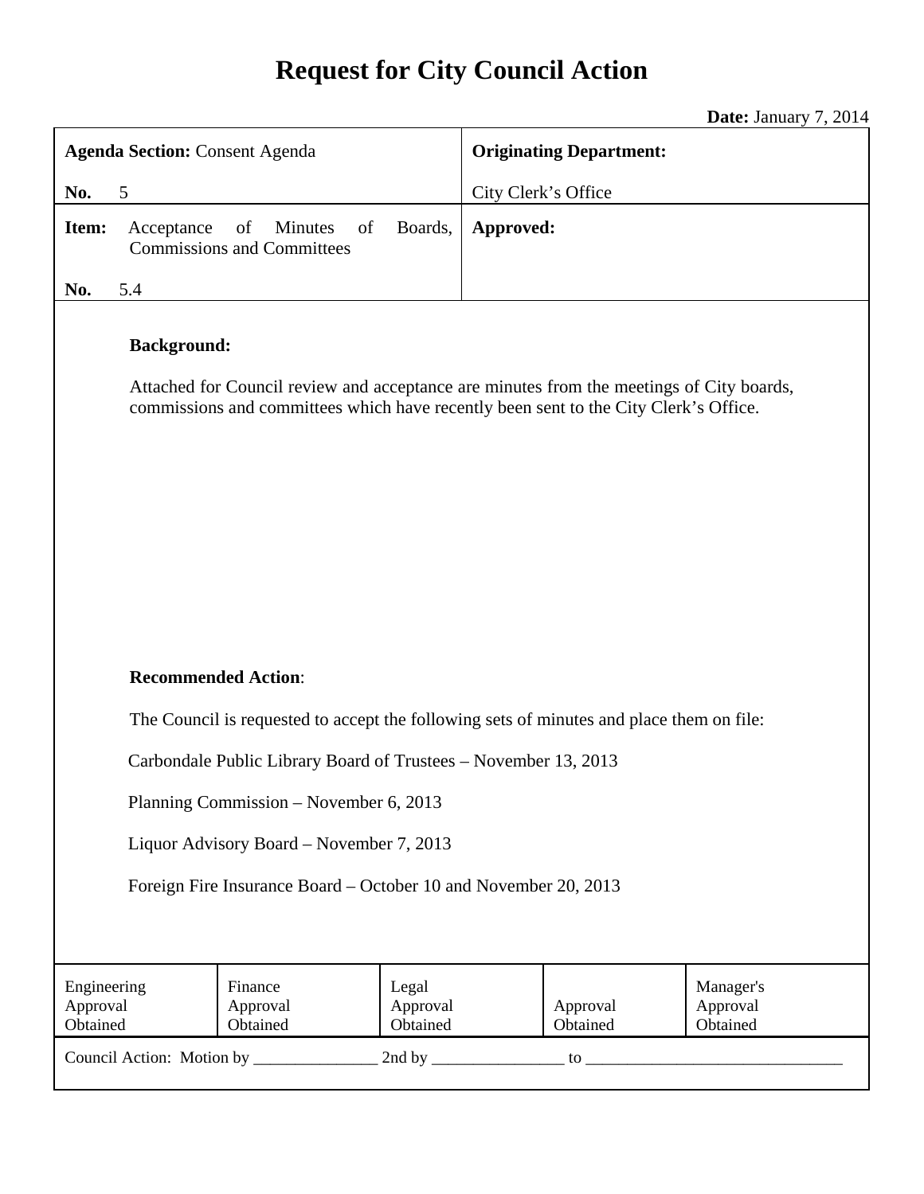# Request for City Council Action

**Date:** January 7, 2014

| **Agenda Section:** Consent Agenda<br><br>**No.** 5 | **Originating Department:**<br><br>City Clerk's Office |
|---|---|
| **Item:** Acceptance of Minutes of Boards, Commissions and Committees<br><br>**No.** 5.4 | **Approved:** |

**Background:**

Attached for Council review and acceptance are minutes from the meetings of City boards, commissions and committees which have recently been sent to the City Clerk's Office.

**Recommended Action**:

The Council is requested to accept the following sets of minutes and place them on file:

Carbondale Public Library Board of Trustees – November 13, 2013

Planning Commission – November 6, 2013

Liquor Advisory Board – November 7, 2013

Foreign Fire Insurance Board – October 10 and November 20, 2013

| Engineering Approval Obtained | Finance Approval Obtained | Legal Approval Obtained | Approval Obtained | Manager's Approval Obtained |
|---|---|---|---|---|

Council Action: Motion by _______________ 2nd by ________________ to _______________________________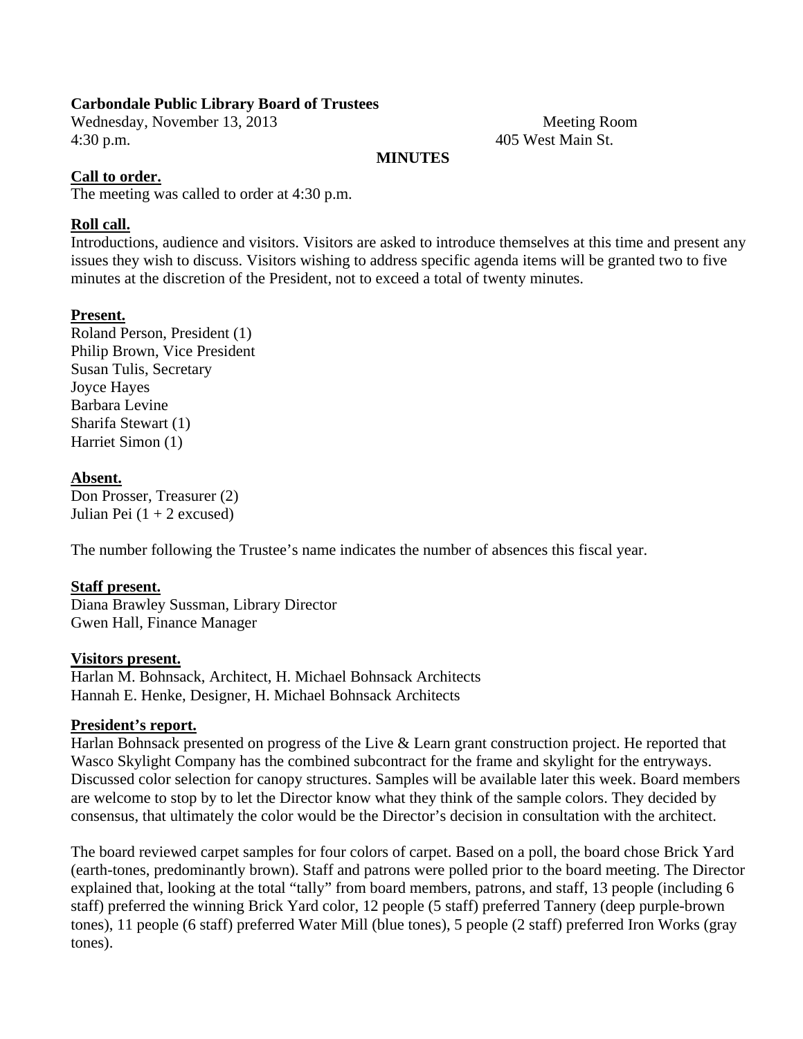**Carbondale Public Library Board of Trustees**

Wednesday, November 13, 2013 Meeting Room
4:30 p.m. 405 West Main St.

**MINUTES**

**Call to order.**

The meeting was called to order at 4:30 p.m.

**Roll call.**

Introductions, audience and visitors. Visitors are asked to introduce themselves at this time and present any issues they wish to discuss. Visitors wishing to address specific agenda items will be granted two to five minutes at the discretion of the President, not to exceed a total of twenty minutes.

**Present.**

Roland Person, President (1)
Philip Brown, Vice President
Susan Tulis, Secretary
Joyce Hayes
Barbara Levine
Sharifa Stewart (1)
Harriet Simon (1)

**Absent.**

Don Prosser, Treasurer (2)
Julian Pei (1 + 2 excused)

The number following the Trustee's name indicates the number of absences this fiscal year.

**Staff present.**

Diana Brawley Sussman, Library Director
Gwen Hall, Finance Manager

**Visitors present.**

Harlan M. Bohnsack, Architect, H. Michael Bohnsack Architects
Hannah E. Henke, Designer, H. Michael Bohnsack Architects

**President's report.**

Harlan Bohnsack presented on progress of the Live & Learn grant construction project. He reported that Wasco Skylight Company has the combined subcontract for the frame and skylight for the entryways. Discussed color selection for canopy structures. Samples will be available later this week. Board members are welcome to stop by to let the Director know what they think of the sample colors. They decided by consensus, that ultimately the color would be the Director's decision in consultation with the architect.

The board reviewed carpet samples for four colors of carpet. Based on a poll, the board chose Brick Yard (earth-tones, predominantly brown). Staff and patrons were polled prior to the board meeting. The Director explained that, looking at the total "tally" from board members, patrons, and staff, 13 people (including 6 staff) preferred the winning Brick Yard color, 12 people (5 staff) preferred Tannery (deep purple-brown tones), 11 people (6 staff) preferred Water Mill (blue tones), 5 people (2 staff) preferred Iron Works (gray tones).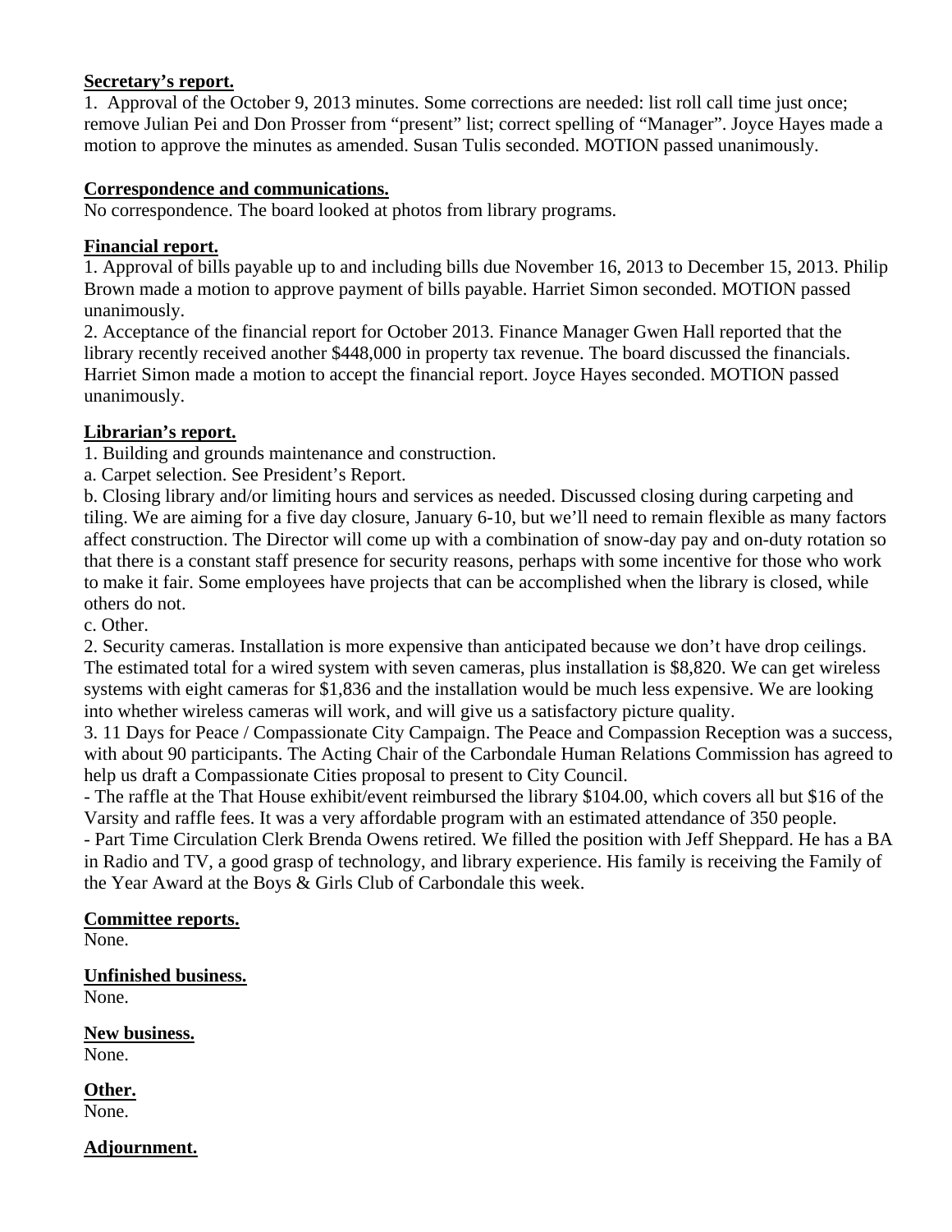**Secretary's report.**

1. Approval of the October 9, 2013 minutes. Some corrections are needed: list roll call time just once; remove Julian Pei and Don Prosser from "present" list; correct spelling of "Manager". Joyce Hayes made a motion to approve the minutes as amended. Susan Tulis seconded. MOTION passed unanimously.

**Correspondence and communications.**

No correspondence. The board looked at photos from library programs.

**Financial report.**

1. Approval of bills payable up to and including bills due November 16, 2013 to December 15, 2013. Philip Brown made a motion to approve payment of bills payable. Harriet Simon seconded. MOTION passed unanimously.
2. Acceptance of the financial report for October 2013. Finance Manager Gwen Hall reported that the library recently received another $448,000 in property tax revenue. The board discussed the financials. Harriet Simon made a motion to accept the financial report. Joyce Hayes seconded. MOTION passed unanimously.

**Librarian's report.**

1. Building and grounds maintenance and construction.

a. Carpet selection. See President's Report.

b. Closing library and/or limiting hours and services as needed. Discussed closing during carpeting and tiling. We are aiming for a five day closure, January 6-10, but we'll need to remain flexible as many factors affect construction. The Director will come up with a combination of snow-day pay and on-duty rotation so that there is a constant staff presence for security reasons, perhaps with some incentive for those who work to make it fair. Some employees have projects that can be accomplished when the library is closed, while others do not.

c. Other.

2. Security cameras. Installation is more expensive than anticipated because we don't have drop ceilings. The estimated total for a wired system with seven cameras, plus installation is $8,820. We can get wireless systems with eight cameras for $1,836 and the installation would be much less expensive. We are looking into whether wireless cameras will work, and will give us a satisfactory picture quality.

3. 11 Days for Peace / Compassionate City Campaign. The Peace and Compassion Reception was a success, with about 90 participants. The Acting Chair of the Carbondale Human Relations Commission has agreed to help us draft a Compassionate Cities proposal to present to City Council.

- The raffle at the That House exhibit/event reimbursed the library $104.00, which covers all but $16 of the Varsity and raffle fees. It was a very affordable program with an estimated attendance of 350 people.
- Part Time Circulation Clerk Brenda Owens retired. We filled the position with Jeff Sheppard. He has a BA in Radio and TV, a good grasp of technology, and library experience. His family is receiving the Family of the Year Award at the Boys & Girls Club of Carbondale this week.

**Committee reports.**

None.

**Unfinished business.**

None.

**New business.**

None.

**Other.**

None.

**Adjournment.**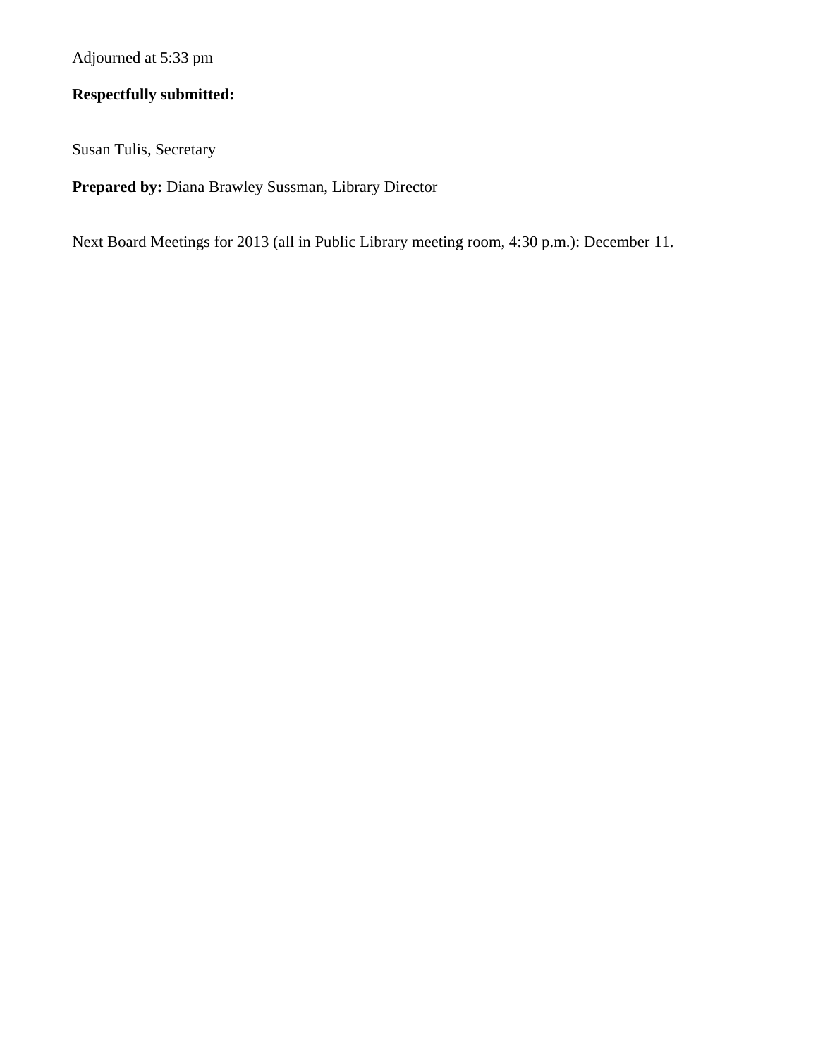Adjourned at 5:33 pm

**Respectfully submitted:**

Susan Tulis, Secretary

**Prepared by:** Diana Brawley Sussman, Library Director

Next Board Meetings for 2013 (all in Public Library meeting room, 4:30 p.m.): December 11.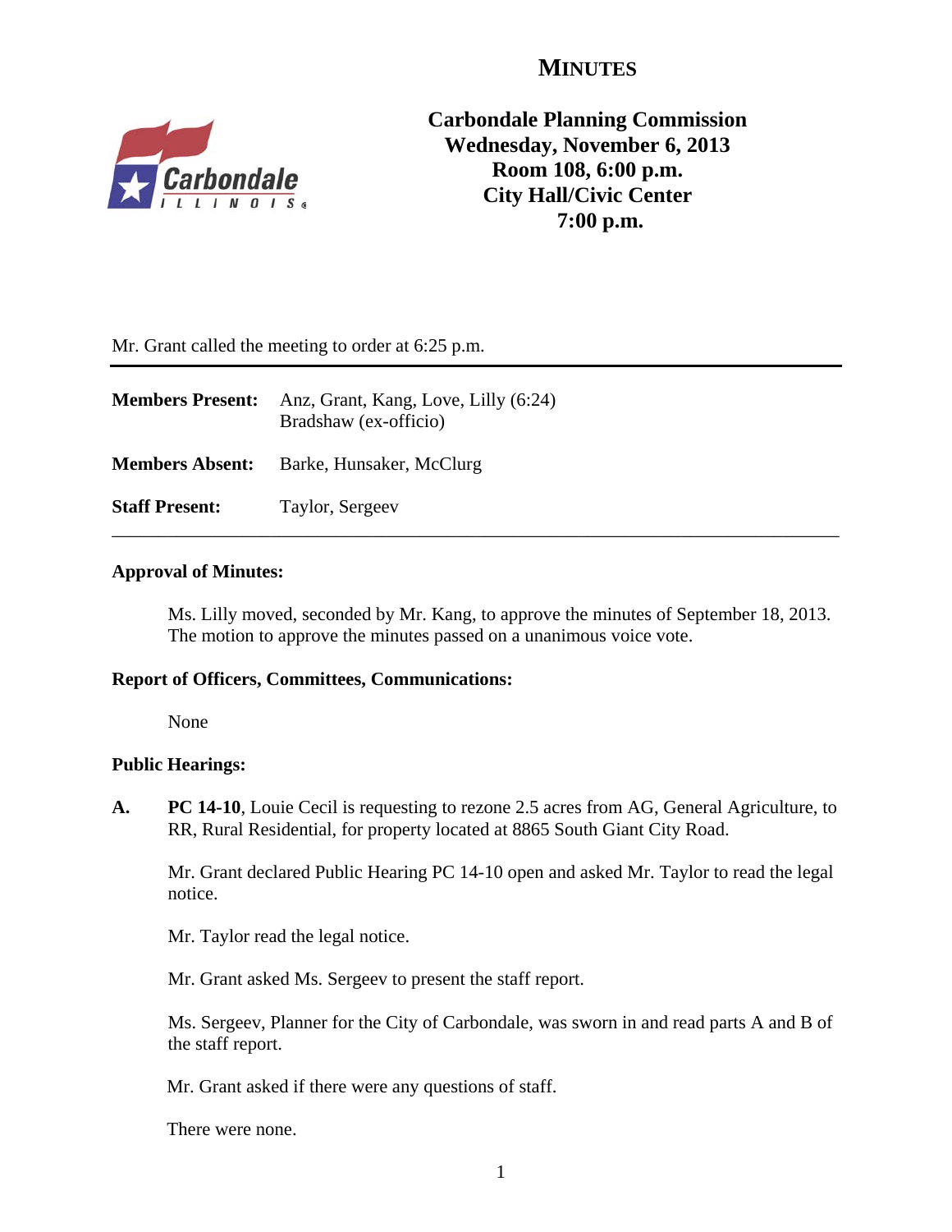# MINUTES

**Carbondale Planning Commission**
**Wednesday, November 6, 2013**
**Room 108, 6:00 p.m.**
**City Hall/Civic Center**
**7:00 p.m.**

Mr. Grant called the meeting to order at 6:25 p.m.

**Members Present:** Anz, Grant, Kang, Love, Lilly (6:24)
Bradshaw (ex-officio)

**Members Absent:** Barke, Hunsaker, McClurg

**Staff Present:** Taylor, Sergeev

---

**Approval of Minutes:**

Ms. Lilly moved, seconded by Mr. Kang, to approve the minutes of September 18, 2013. The motion to approve the minutes passed on a unanimous voice vote.

**Report of Officers, Committees, Communications:**

None

**Public Hearings:**

**A.** **PC 14-10**, Louie Cecil is requesting to rezone 2.5 acres from AG, General Agriculture, to RR, Rural Residential, for property located at 8865 South Giant City Road.

Mr. Grant declared Public Hearing PC 14-10 open and asked Mr. Taylor to read the legal notice.

Mr. Taylor read the legal notice.

Mr. Grant asked Ms. Sergeev to present the staff report.

Ms. Sergeev, Planner for the City of Carbondale, was sworn in and read parts A and B of the staff report.

Mr. Grant asked if there were any questions of staff.

There were none.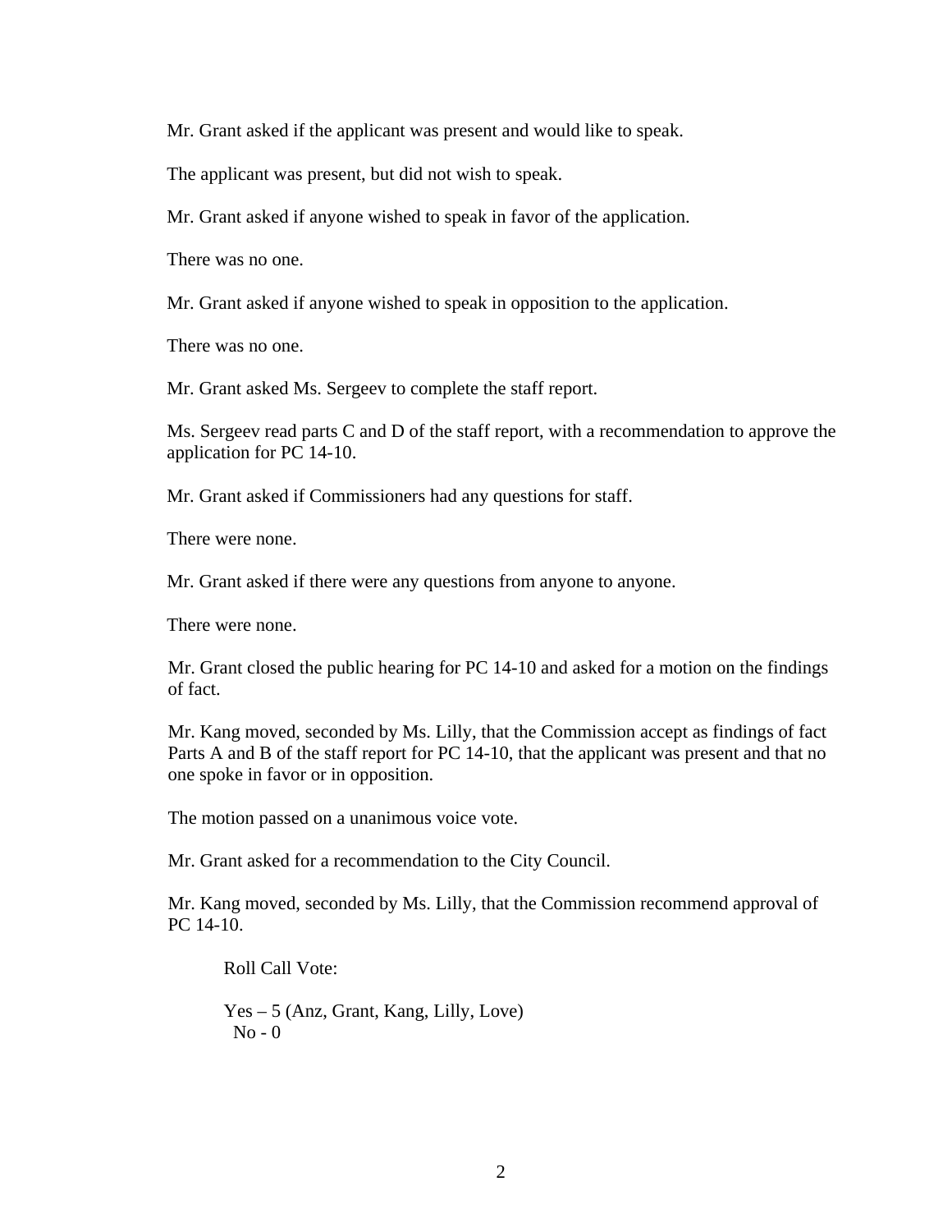Mr. Grant asked if the applicant was present and would like to speak.

The applicant was present, but did not wish to speak.

Mr. Grant asked if anyone wished to speak in favor of the application.

There was no one.

Mr. Grant asked if anyone wished to speak in opposition to the application.

There was no one.

Mr. Grant asked Ms. Sergeev to complete the staff report.

Ms. Sergeev read parts C and D of the staff report, with a recommendation to approve the application for PC 14-10.

Mr. Grant asked if Commissioners had any questions for staff.

There were none.

Mr. Grant asked if there were any questions from anyone to anyone.

There were none.

Mr. Grant closed the public hearing for PC 14-10 and asked for a motion on the findings of fact.

Mr. Kang moved, seconded by Ms. Lilly, that the Commission accept as findings of fact Parts A and B of the staff report for PC 14-10, that the applicant was present and that no one spoke in favor or in opposition.

The motion passed on a unanimous voice vote.

Mr. Grant asked for a recommendation to the City Council.

Mr. Kang moved, seconded by Ms. Lilly, that the Commission recommend approval of PC 14-10.

Roll Call Vote:

Yes – 5 (Anz, Grant, Kang, Lilly, Love)
No - 0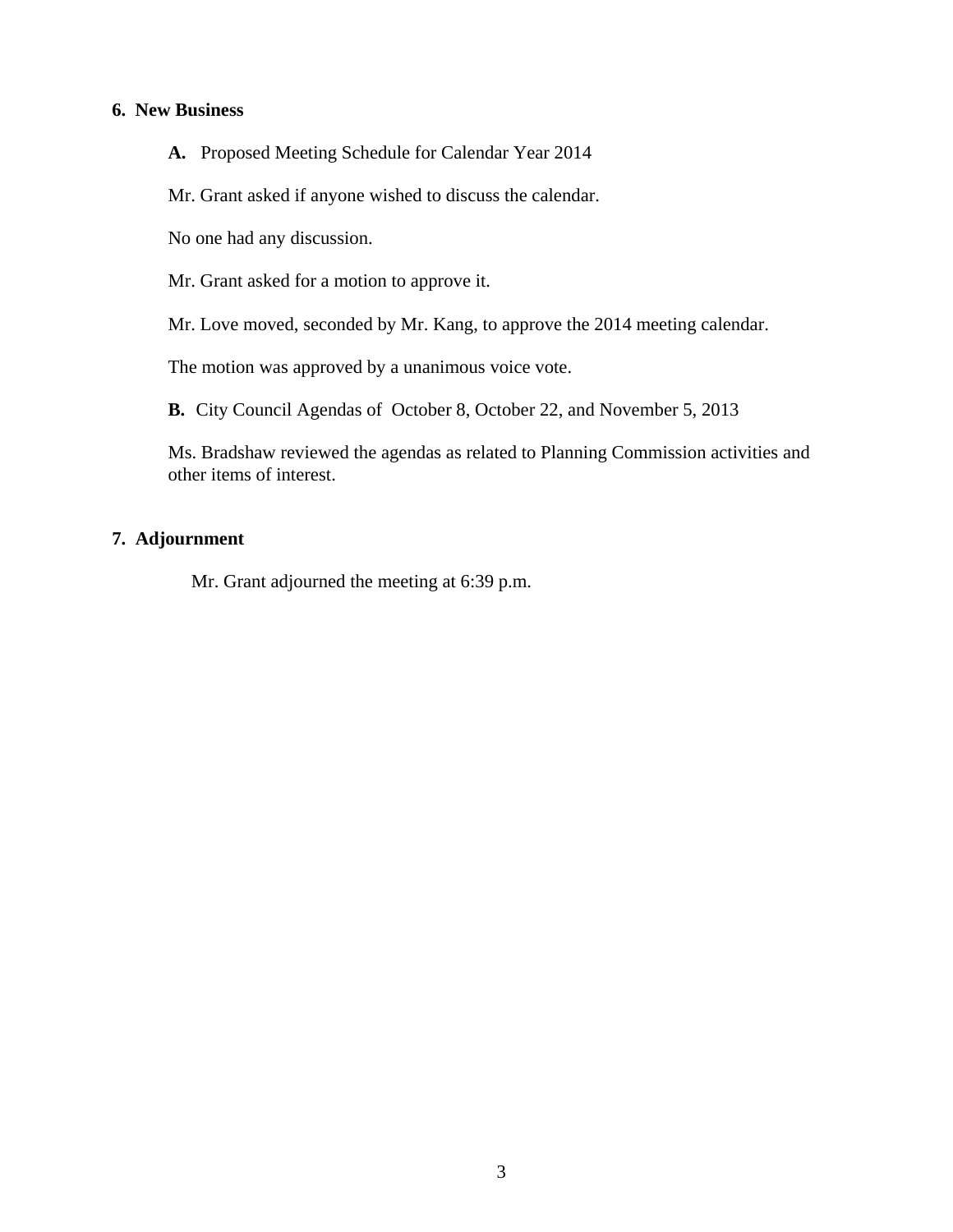## 6. New Business

**A.** Proposed Meeting Schedule for Calendar Year 2014

Mr. Grant asked if anyone wished to discuss the calendar.

No one had any discussion.

Mr. Grant asked for a motion to approve it.

Mr. Love moved, seconded by Mr. Kang, to approve the 2014 meeting calendar.

The motion was approved by a unanimous voice vote.

**B.** City Council Agendas of October 8, October 22, and November 5, 2013

Ms. Bradshaw reviewed the agendas as related to Planning Commission activities and other items of interest.

## 7. Adjournment

Mr. Grant adjourned the meeting at 6:39 p.m.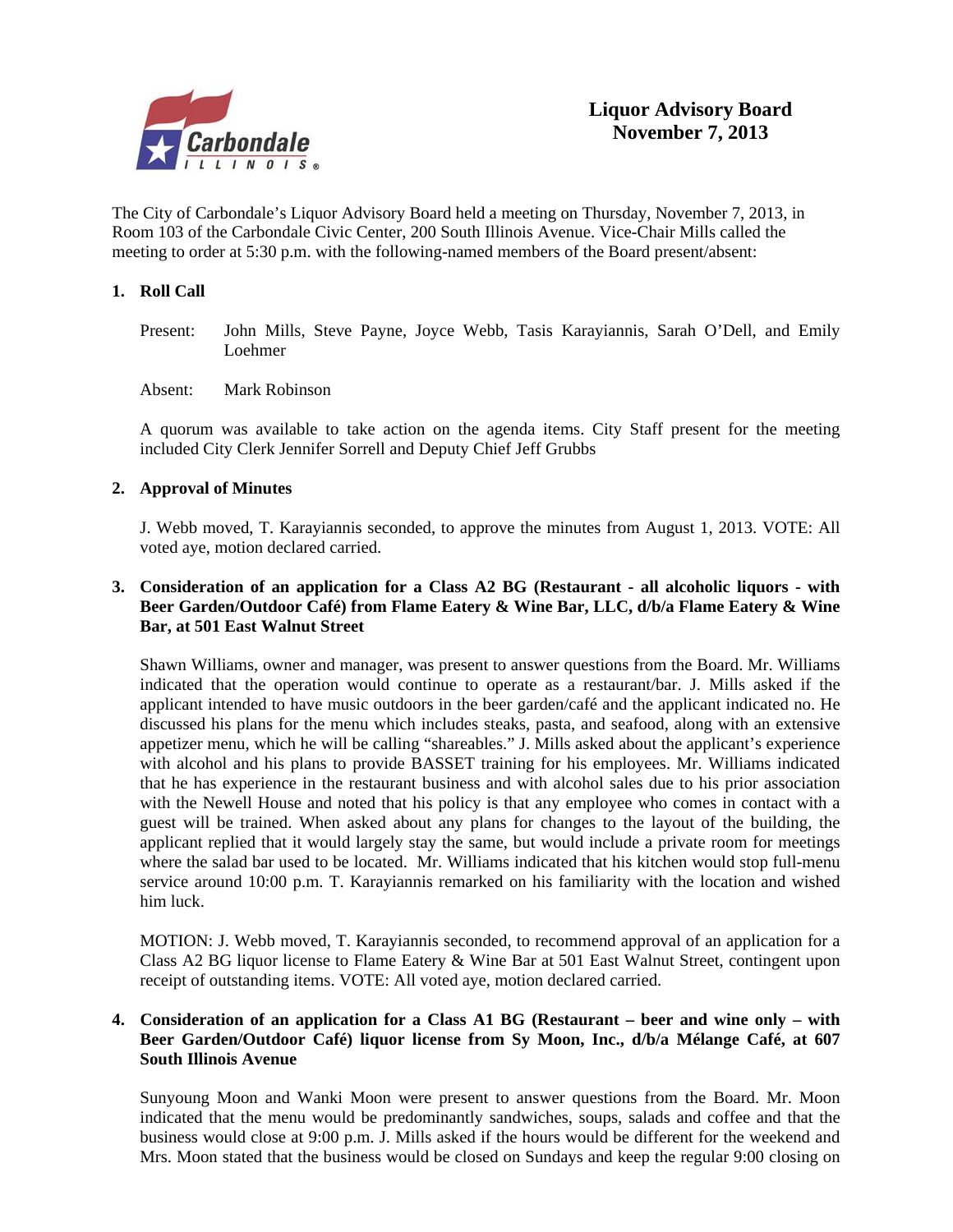# Liquor Advisory Board
## November 7, 2013

The City of Carbondale's Liquor Advisory Board held a meeting on Thursday, November 7, 2013, in Room 103 of the Carbondale Civic Center, 200 South Illinois Avenue. Vice-Chair Mills called the meeting to order at 5:30 p.m. with the following-named members of the Board present/absent:

**1. Roll Call**

Present: John Mills, Steve Payne, Joyce Webb, Tasis Karayiannis, Sarah O'Dell, and Emily Loehmer

Absent: Mark Robinson

A quorum was available to take action on the agenda items. City Staff present for the meeting included City Clerk Jennifer Sorrell and Deputy Chief Jeff Grubbs

**2. Approval of Minutes**

J. Webb moved, T. Karayiannis seconded, to approve the minutes from August 1, 2013. VOTE: All voted aye, motion declared carried.

**3. Consideration of an application for a Class A2 BG (Restaurant - all alcoholic liquors - with Beer Garden/Outdoor Café) from Flame Eatery & Wine Bar, LLC, d/b/a Flame Eatery & Wine Bar, at 501 East Walnut Street**

Shawn Williams, owner and manager, was present to answer questions from the Board. Mr. Williams indicated that the operation would continue to operate as a restaurant/bar. J. Mills asked if the applicant intended to have music outdoors in the beer garden/café and the applicant indicated no. He discussed his plans for the menu which includes steaks, pasta, and seafood, along with an extensive appetizer menu, which he will be calling "shareables." J. Mills asked about the applicant's experience with alcohol and his plans to provide BASSET training for his employees. Mr. Williams indicated that he has experience in the restaurant business and with alcohol sales due to his prior association with the Newell House and noted that his policy is that any employee who comes in contact with a guest will be trained. When asked about any plans for changes to the layout of the building, the applicant replied that it would largely stay the same, but would include a private room for meetings where the salad bar used to be located. Mr. Williams indicated that his kitchen would stop full-menu service around 10:00 p.m. T. Karayiannis remarked on his familiarity with the location and wished him luck.

MOTION: J. Webb moved, T. Karayiannis seconded, to recommend approval of an application for a Class A2 BG liquor license to Flame Eatery & Wine Bar at 501 East Walnut Street, contingent upon receipt of outstanding items. VOTE: All voted aye, motion declared carried.

**4. Consideration of an application for a Class A1 BG (Restaurant – beer and wine only – with Beer Garden/Outdoor Café) liquor license from Sy Moon, Inc., d/b/a Mélange Café, at 607 South Illinois Avenue**

Sunyoung Moon and Wanki Moon were present to answer questions from the Board. Mr. Moon indicated that the menu would be predominantly sandwiches, soups, salads and coffee and that the business would close at 9:00 p.m. J. Mills asked if the hours would be different for the weekend and Mrs. Moon stated that the business would be closed on Sundays and keep the regular 9:00 closing on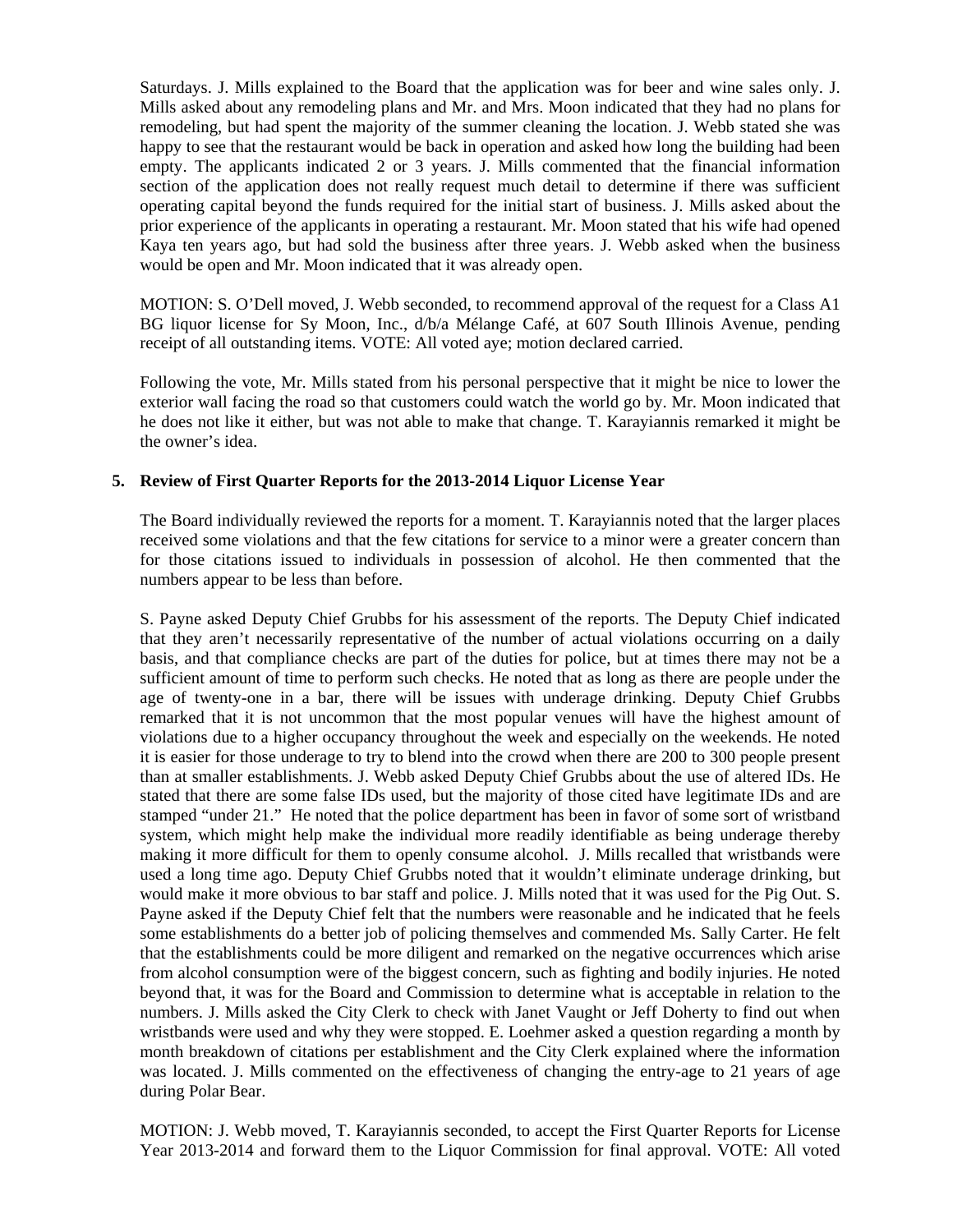Saturdays. J. Mills explained to the Board that the application was for beer and wine sales only. J. Mills asked about any remodeling plans and Mr. and Mrs. Moon indicated that they had no plans for remodeling, but had spent the majority of the summer cleaning the location. J. Webb stated she was happy to see that the restaurant would be back in operation and asked how long the building had been empty. The applicants indicated 2 or 3 years. J. Mills commented that the financial information section of the application does not really request much detail to determine if there was sufficient operating capital beyond the funds required for the initial start of business. J. Mills asked about the prior experience of the applicants in operating a restaurant. Mr. Moon stated that his wife had opened Kaya ten years ago, but had sold the business after three years. J. Webb asked when the business would be open and Mr. Moon indicated that it was already open.

MOTION: S. O'Dell moved, J. Webb seconded, to recommend approval of the request for a Class A1 BG liquor license for Sy Moon, Inc., d/b/a Mélange Café, at 607 South Illinois Avenue, pending receipt of all outstanding items. VOTE: All voted aye; motion declared carried.

Following the vote, Mr. Mills stated from his personal perspective that it might be nice to lower the exterior wall facing the road so that customers could watch the world go by. Mr. Moon indicated that he does not like it either, but was not able to make that change. T. Karayiannis remarked it might be the owner's idea.

**5. Review of First Quarter Reports for the 2013-2014 Liquor License Year**

The Board individually reviewed the reports for a moment. T. Karayiannis noted that the larger places received some violations and that the few citations for service to a minor were a greater concern than for those citations issued to individuals in possession of alcohol. He then commented that the numbers appear to be less than before.

S. Payne asked Deputy Chief Grubbs for his assessment of the reports. The Deputy Chief indicated that they aren't necessarily representative of the number of actual violations occurring on a daily basis, and that compliance checks are part of the duties for police, but at times there may not be a sufficient amount of time to perform such checks. He noted that as long as there are people under the age of twenty-one in a bar, there will be issues with underage drinking. Deputy Chief Grubbs remarked that it is not uncommon that the most popular venues will have the highest amount of violations due to a higher occupancy throughout the week and especially on the weekends. He noted it is easier for those underage to try to blend into the crowd when there are 200 to 300 people present than at smaller establishments. J. Webb asked Deputy Chief Grubbs about the use of altered IDs. He stated that there are some false IDs used, but the majority of those cited have legitimate IDs and are stamped "under 21." He noted that the police department has been in favor of some sort of wristband system, which might help make the individual more readily identifiable as being underage thereby making it more difficult for them to openly consume alcohol. J. Mills recalled that wristbands were used a long time ago. Deputy Chief Grubbs noted that it wouldn't eliminate underage drinking, but would make it more obvious to bar staff and police. J. Mills noted that it was used for the Pig Out. S. Payne asked if the Deputy Chief felt that the numbers were reasonable and he indicated that he feels some establishments do a better job of policing themselves and commended Ms. Sally Carter. He felt that the establishments could be more diligent and remarked on the negative occurrences which arise from alcohol consumption were of the biggest concern, such as fighting and bodily injuries. He noted beyond that, it was for the Board and Commission to determine what is acceptable in relation to the numbers. J. Mills asked the City Clerk to check with Janet Vaught or Jeff Doherty to find out when wristbands were used and why they were stopped. E. Loehmer asked a question regarding a month by month breakdown of citations per establishment and the City Clerk explained where the information was located. J. Mills commented on the effectiveness of changing the entry-age to 21 years of age during Polar Bear.

MOTION: J. Webb moved, T. Karayiannis seconded, to accept the First Quarter Reports for License Year 2013-2014 and forward them to the Liquor Commission for final approval. VOTE: All voted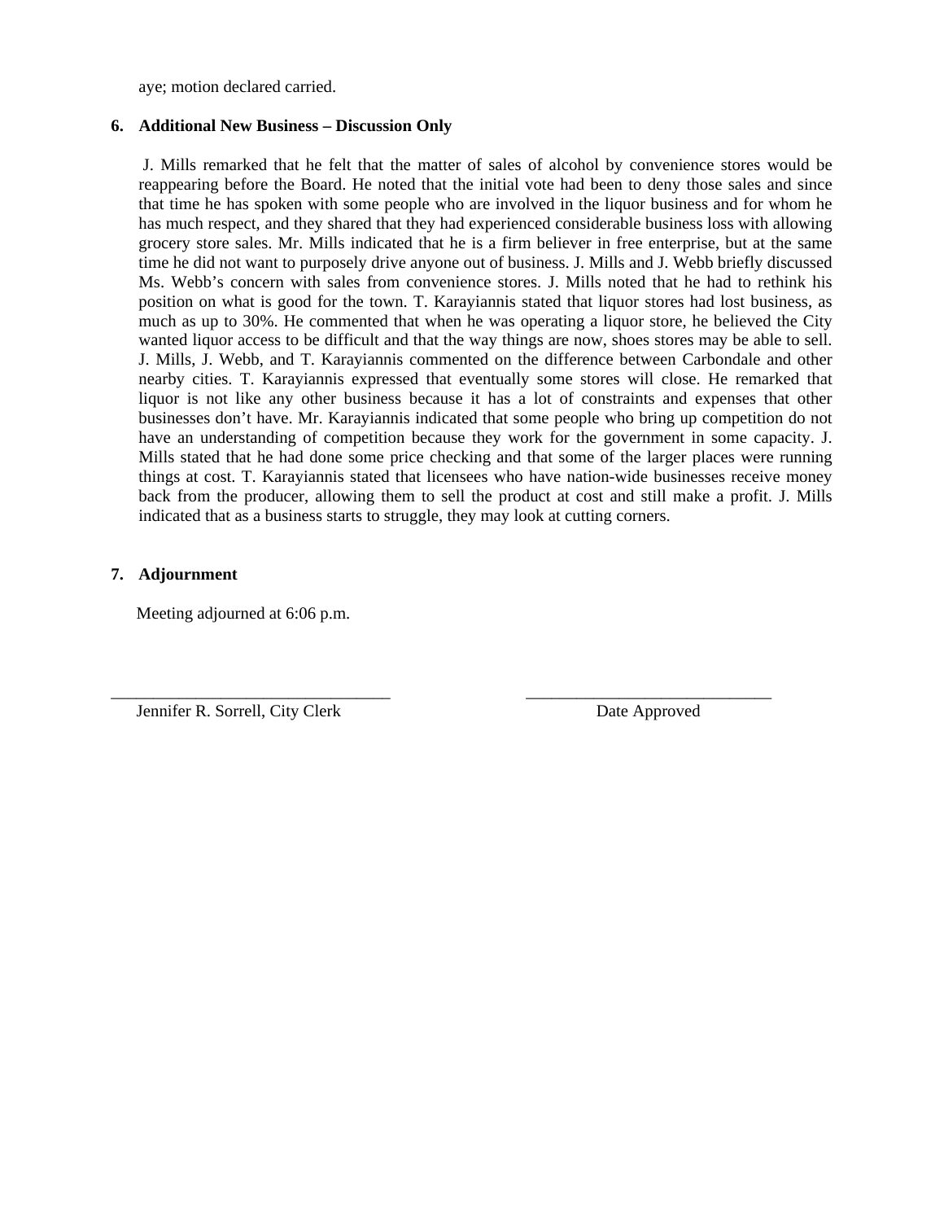aye; motion declared carried.

**6. Additional New Business – Discussion Only**

J. Mills remarked that he felt that the matter of sales of alcohol by convenience stores would be reappearing before the Board. He noted that the initial vote had been to deny those sales and since that time he has spoken with some people who are involved in the liquor business and for whom he has much respect, and they shared that they had experienced considerable business loss with allowing grocery store sales. Mr. Mills indicated that he is a firm believer in free enterprise, but at the same time he did not want to purposely drive anyone out of business. J. Mills and J. Webb briefly discussed Ms. Webb's concern with sales from convenience stores. J. Mills noted that he had to rethink his position on what is good for the town. T. Karayiannis stated that liquor stores had lost business, as much as up to 30%. He commented that when he was operating a liquor store, he believed the City wanted liquor access to be difficult and that the way things are now, shoes stores may be able to sell. J. Mills, J. Webb, and T. Karayiannis commented on the difference between Carbondale and other nearby cities. T. Karayiannis expressed that eventually some stores will close. He remarked that liquor is not like any other business because it has a lot of constraints and expenses that other businesses don't have. Mr. Karayiannis indicated that some people who bring up competition do not have an understanding of competition because they work for the government in some capacity. J. Mills stated that he had done some price checking and that some of the larger places were running things at cost. T. Karayiannis stated that licensees who have nation-wide businesses receive money back from the producer, allowing them to sell the product at cost and still make a profit. J. Mills indicated that as a business starts to struggle, they may look at cutting corners.

**7. Adjournment**

Meeting adjourned at 6:06 p.m.

\_\_\_\_\_\_\_\_\_\_\_\_\_\_\_\_\_\_\_\_\_\_\_\_\_\_\_\_\_\_\_\_\_\_
Jennifer R. Sorrell, City Clerk

\_\_\_\_\_\_\_\_\_\_\_\_\_\_\_\_\_\_\_\_\_\_\_\_\_\_\_\_\_\_
Date Approved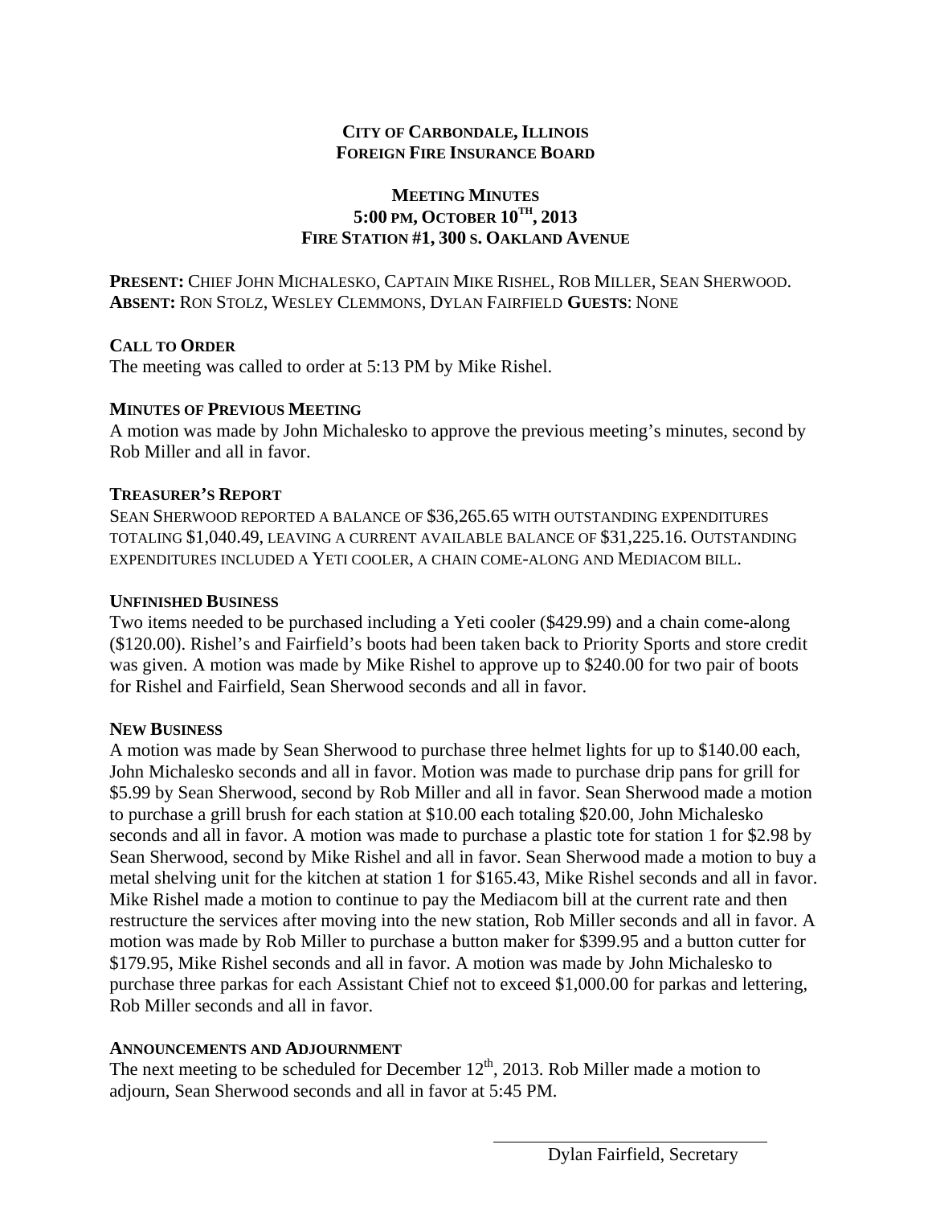**CITY OF CARBONDALE, ILLINOIS**
**FOREIGN FIRE INSURANCE BOARD**

**MEETING MINUTES**
**5:00 PM, OCTOBER 10TH, 2013**
**FIRE STATION #1, 300 S. OAKLAND AVENUE**

**PRESENT:** CHIEF JOHN MICHALESKO, CAPTAIN MIKE RISHEL, ROB MILLER, SEAN SHERWOOD.
**ABSENT:** RON STOLZ, WESLEY CLEMMONS, DYLAN FAIRFIELD **GUESTS**: NONE

**CALL TO ORDER**

The meeting was called to order at 5:13 PM by Mike Rishel.

**MINUTES OF PREVIOUS MEETING**

A motion was made by John Michalesko to approve the previous meeting's minutes, second by Rob Miller and all in favor.

**TREASURER'S REPORT**

SEAN SHERWOOD REPORTED A BALANCE OF $36,265.65 WITH OUTSTANDING EXPENDITURES TOTALING $1,040.49, LEAVING A CURRENT AVAILABLE BALANCE OF $31,225.16. OUTSTANDING EXPENDITURES INCLUDED A YETI COOLER, A CHAIN COME-ALONG AND MEDIACOM BILL.

**UNFINISHED BUSINESS**

Two items needed to be purchased including a Yeti cooler ($429.99) and a chain come-along ($120.00). Rishel's and Fairfield's boots had been taken back to Priority Sports and store credit was given. A motion was made by Mike Rishel to approve up to $240.00 for two pair of boots for Rishel and Fairfield, Sean Sherwood seconds and all in favor.

**NEW BUSINESS**

A motion was made by Sean Sherwood to purchase three helmet lights for up to $140.00 each, John Michalesko seconds and all in favor. Motion was made to purchase drip pans for grill for $5.99 by Sean Sherwood, second by Rob Miller and all in favor. Sean Sherwood made a motion to purchase a grill brush for each station at $10.00 each totaling $20.00, John Michalesko seconds and all in favor. A motion was made to purchase a plastic tote for station 1 for $2.98 by Sean Sherwood, second by Mike Rishel and all in favor. Sean Sherwood made a motion to buy a metal shelving unit for the kitchen at station 1 for $165.43, Mike Rishel seconds and all in favor. Mike Rishel made a motion to continue to pay the Mediacom bill at the current rate and then restructure the services after moving into the new station, Rob Miller seconds and all in favor. A motion was made by Rob Miller to purchase a button maker for $399.95 and a button cutter for $179.95, Mike Rishel seconds and all in favor. A motion was made by John Michalesko to purchase three parkas for each Assistant Chief not to exceed $1,000.00 for parkas and lettering, Rob Miller seconds and all in favor.

**ANNOUNCEMENTS AND ADJOURNMENT**

The next meeting to be scheduled for December 12th, 2013. Rob Miller made a motion to adjourn, Sean Sherwood seconds and all in favor at 5:45 PM.

Dylan Fairfield, Secretary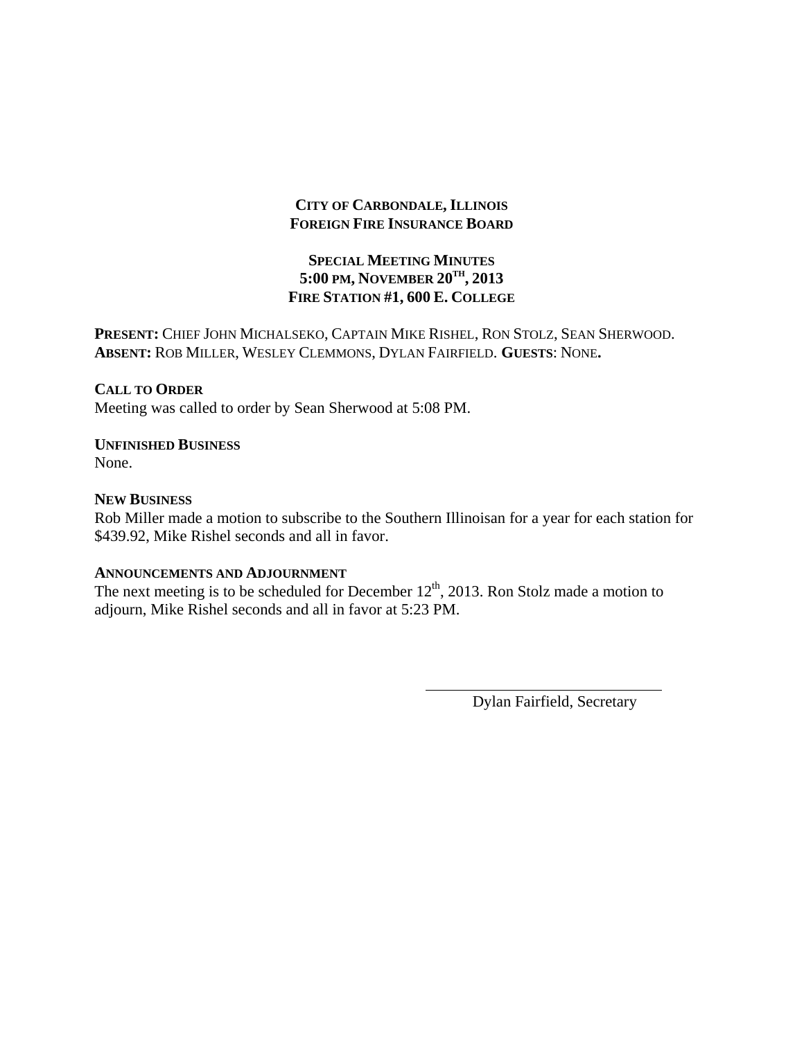**CITY OF CARBONDALE, ILLINOIS**
**FOREIGN FIRE INSURANCE BOARD**

**SPECIAL MEETING MINUTES**
**5:00 PM, NOVEMBER 20TH, 2013**
**FIRE STATION #1, 600 E. COLLEGE**

**PRESENT:** CHIEF JOHN MICHALSEKO, CAPTAIN MIKE RISHEL, RON STOLZ, SEAN SHERWOOD. **ABSENT:** ROB MILLER, WESLEY CLEMMONS, DYLAN FAIRFIELD. **GUESTS**: NONE.

**CALL TO ORDER**

Meeting was called to order by Sean Sherwood at 5:08 PM.

**UNFINISHED BUSINESS**

None.

**NEW BUSINESS**

Rob Miller made a motion to subscribe to the Southern Illinoisan for a year for each station for $439.92, Mike Rishel seconds and all in favor.

**ANNOUNCEMENTS AND ADJOURNMENT**

The next meeting is to be scheduled for December 12th, 2013. Ron Stolz made a motion to adjourn, Mike Rishel seconds and all in favor at 5:23 PM.

\_\_\_\_\_\_\_\_\_\_\_\_\_\_\_\_\_\_\_\_\_\_\_\_\_\_\_\_\_\_\_\_

Dylan Fairfield, Secretary